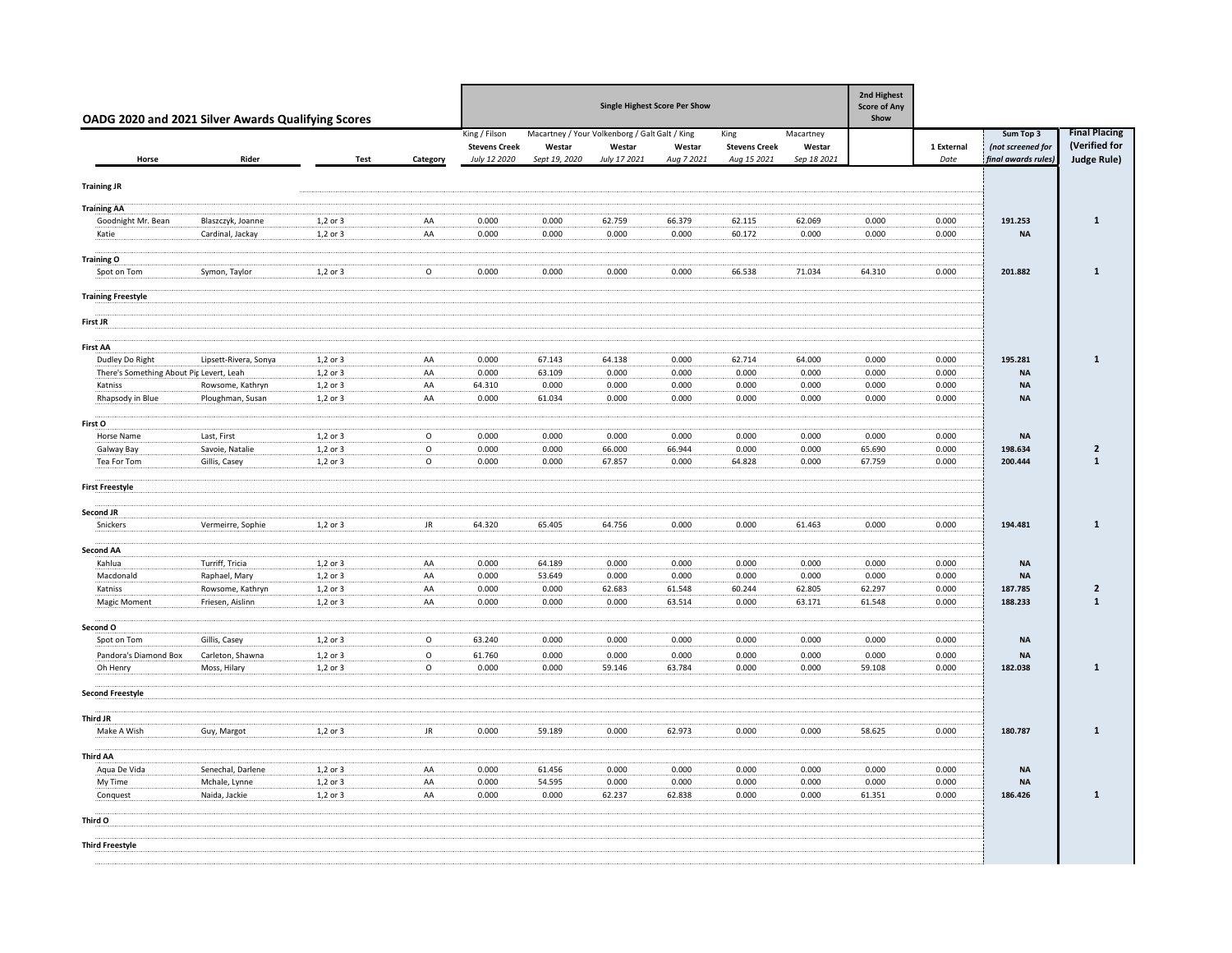## OADG 2020 and 2021 Silver Awards Qualifying Scores

| Horse | Rider | Test | Category | King / Filson Stevens Creek *July 12 2020* | Macartney / Your Volkenborg / Galt Galt / King Westar *Sept 19, 2020* | Westar *July 17 2021* | Westar *Aug 7 2021* | King Stevens Creek *Aug 15 2021* | Macartney Westar *Sep 18 2021* | 2nd Highest Score of Any Show | 1 External *Date* | Sum Top 3 *(not screened for final awards rules)* | Final Placing (Verified for Judge Rule) |
|---|---|---|---|---|---|---|---|---|---|---|---|---|---|
| | | | | Single Highest Score Per Show | | | | | | | | | |
| **Training JR** | | | | | | | | | | | | | |
| **Training AA** | | | | | | | | | | | | | |
| Goodnight Mr. Bean | Blaszczyk, Joanne | 1,2 or 3 | AA | 0.000 | 0.000 | 62.759 | 66.379 | 62.115 | 62.069 | 0.000 | 0.000 | 191.253 | 1 |
| Katie | Cardinal, Jackay | 1,2 or 3 | AA | 0.000 | 0.000 | 0.000 | 0.000 | 60.172 | 0.000 | 0.000 | 0.000 | NA | |
| **Training O** | | | | | | | | | | | | | |
| Spot on Tom | Symon, Taylor | 1,2 or 3 | O | 0.000 | 0.000 | 0.000 | 0.000 | 66.538 | 71.034 | 64.310 | 0.000 | 201.882 | 1 |
| **Training Freestyle** | | | | | | | | | | | | | |
| **First JR** | | | | | | | | | | | | | |
| **First AA** | | | | | | | | | | | | | |
| Dudley Do Right | Lipsett-Rivera, Sonya | 1,2 or 3 | AA | 0.000 | 67.143 | 64.138 | 0.000 | 62.714 | 64.000 | 0.000 | 0.000 | 195.281 | 1 |
| There's Something About Pip | Levert, Leah | 1,2 or 3 | AA | 0.000 | 63.109 | 0.000 | 0.000 | 0.000 | 0.000 | 0.000 | 0.000 | NA | |
| Katniss | Rowsome, Kathryn | 1,2 or 3 | AA | 64.310 | 0.000 | 0.000 | 0.000 | 0.000 | 0.000 | 0.000 | 0.000 | NA | |
| Rhapsody in Blue | Ploughman, Susan | 1,2 or 3 | AA | 0.000 | 61.034 | 0.000 | 0.000 | 0.000 | 0.000 | 0.000 | 0.000 | NA | |
| **First O** | | | | | | | | | | | | | |
| Horse Name | Last, First | 1,2 or 3 | O | 0.000 | 0.000 | 0.000 | 0.000 | 0.000 | 0.000 | 0.000 | 0.000 | NA | |
| Galway Bay | Savoie, Natalie | 1,2 or 3 | O | 0.000 | 0.000 | 66.000 | 66.944 | 0.000 | 0.000 | 65.690 | 0.000 | 198.634 | 2 |
| Tea For Tom | Gillis, Casey | 1,2 or 3 | O | 0.000 | 0.000 | 67.857 | 0.000 | 64.828 | 0.000 | 67.759 | 0.000 | 200.444 | 1 |
| **First Freestyle** | | | | | | | | | | | | | |
| **Second JR** | | | | | | | | | | | | | |
| Snickers | Vermeirre, Sophie | 1,2 or 3 | JR | 64.320 | 65.405 | 64.756 | 0.000 | 0.000 | 61.463 | 0.000 | 0.000 | 194.481 | 1 |
| **Second AA** | | | | | | | | | | | | | |
| Kahlua | Turriff, Tricia | 1,2 or 3 | AA | 0.000 | 64.189 | 0.000 | 0.000 | 0.000 | 0.000 | 0.000 | 0.000 | NA | |
| Macdonald | Raphael, Mary | 1,2 or 3 | AA | 0.000 | 53.649 | 0.000 | 0.000 | 0.000 | 0.000 | 0.000 | 0.000 | NA | |
| Katniss | Rowsome, Kathryn | 1,2 or 3 | AA | 0.000 | 0.000 | 62.683 | 61.548 | 60.244 | 62.805 | 62.297 | 0.000 | 187.785 | 2 |
| Magic Moment | Friesen, Aislinn | 1,2 or 3 | AA | 0.000 | 0.000 | 0.000 | 63.514 | 0.000 | 63.171 | 61.548 | 0.000 | 188.233 | 1 |
| **Second O** | | | | | | | | | | | | | |
| Spot on Tom | Gillis, Casey | 1,2 or 3 | O | 63.240 | 0.000 | 0.000 | 0.000 | 0.000 | 0.000 | 0.000 | 0.000 | NA | |
| Pandora's Diamond Box | Carleton, Shawna | 1,2 or 3 | O | 61.760 | 0.000 | 0.000 | 0.000 | 0.000 | 0.000 | 0.000 | 0.000 | NA | |
| Oh Henry | Moss, Hilary | 1,2 or 3 | O | 0.000 | 0.000 | 59.146 | 63.784 | 0.000 | 0.000 | 59.108 | 0.000 | 182.038 | 1 |
| **Second Freestyle** | | | | | | | | | | | | | |
| **Third JR** | | | | | | | | | | | | | |
| Make A Wish | Guy, Margot | 1,2 or 3 | JR | 0.000 | 59.189 | 0.000 | 62.973 | 0.000 | 0.000 | 58.625 | 0.000 | 180.787 | 1 |
| **Third AA** | | | | | | | | | | | | | |
| Aqua De Vida | Senechal, Darlene | 1,2 or 3 | AA | 0.000 | 61.456 | 0.000 | 0.000 | 0.000 | 0.000 | 0.000 | 0.000 | NA | |
| My Time | Mchale, Lynne | 1,2 or 3 | AA | 0.000 | 54.595 | 0.000 | 0.000 | 0.000 | 0.000 | 0.000 | 0.000 | NA | |
| Conquest | Naida, Jackie | 1,2 or 3 | AA | 0.000 | 0.000 | 62.237 | 62.838 | 0.000 | 0.000 | 61.351 | 0.000 | 186.426 | 1 |
| **Third O** | | | | | | | | | | | | | |
| **Third Freestyle** | | | | | | | | | | | | | |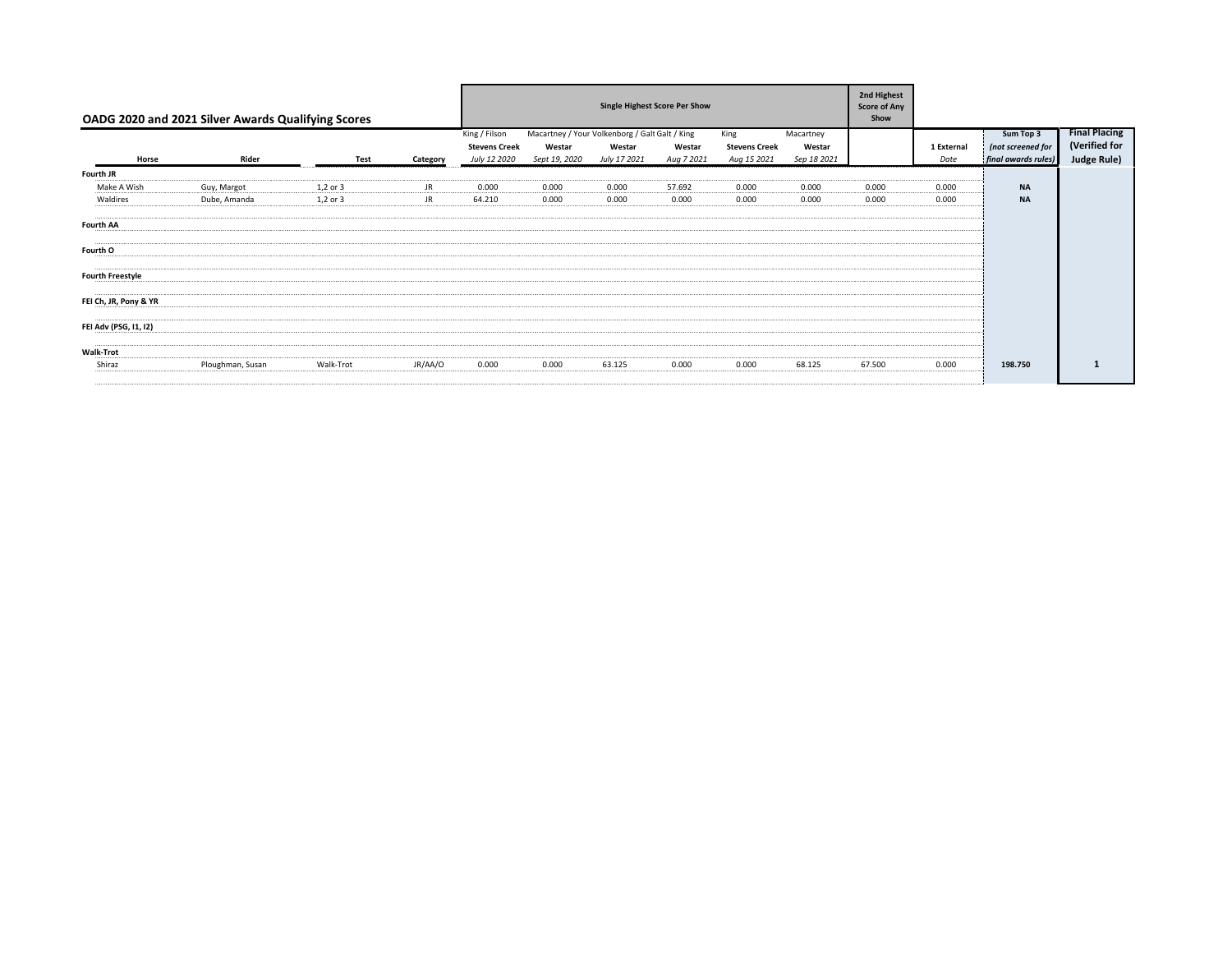## OADG 2020 and 2021 Silver Awards Qualifying Scores

| Horse | Rider | Test | Category | Single Highest Score Per Show | | | | | | 2nd Highest Score of Any Show | 1 External | Sum Top 3 *(not screened for final awards rules)* | Final Placing (Verified for Judge Rule) |
|---|---|---|---|---|---|---|---|---|---|---|---|---|---|
| | | | | King / Filson **Stevens Creek** *July 12 2020* | Macartney / Your Volkenborg / Galt Galt / King **Westar** *Sept 19, 2020* | **Westar** *July 17 2021* | **Westar** *Aug 7 2021* | King **Stevens Creek** *Aug 15 2021* | Macartney **Westar** *Sep 18 2021* | | *Date* | | |
| **Fourth JR** | | | | | | | | | | | | | |
| Make A Wish | Guy, Margot | 1,2 or 3 | JR | 0.000 | 0.000 | 0.000 | 57.692 | 0.000 | 0.000 | 0.000 | 0.000 | **NA** | |
| Waldires | Dube, Amanda | 1,2 or 3 | JR | 64.210 | 0.000 | 0.000 | 0.000 | 0.000 | 0.000 | 0.000 | 0.000 | **NA** | |
| **Fourth AA** | | | | | | | | | | | | | |
| **Fourth O** | | | | | | | | | | | | | |
| **Fourth Freestyle** | | | | | | | | | | | | | |
| **FEI Ch, JR, Pony & YR** | | | | | | | | | | | | | |
| **FEI Adv (PSG, I1, I2)** | | | | | | | | | | | | | |
| **Walk-Trot** | | | | | | | | | | | | | |
| Shiraz | Ploughman, Susan | Walk-Trot | JR/AA/O | 0.000 | 0.000 | 63.125 | 0.000 | 0.000 | 68.125 | 67.500 | 0.000 | **198.750** | **1** |